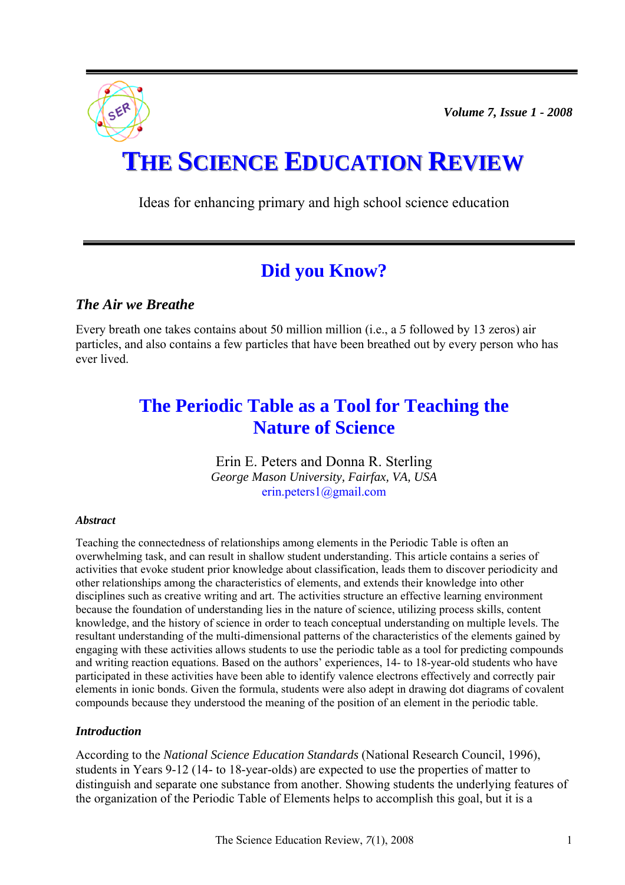# THE SCIENCE EDUCATION REVIEW

Ideas for enhancing primary and high school science education

## Did you Know?

### *The Air we Breathe*

Every breath one takes contains about 50 million million (i.e., a 5 followed by 13 zeros) air particles, and also contains a few particles that have been breathed out by every person who has ever lived.

## The Periodic Table as a Tool for Teaching the Nature of Science

Erin E. Peters and Donna R. Sterling
*George Mason University, Fairfax, VA, USA*
erin.peters1@gmail.com

#### *Abstract*

Teaching the connectedness of relationships among elements in the Periodic Table is often an overwhelming task, and can result in shallow student understanding. This article contains a series of activities that evoke student prior knowledge about classification, leads them to discover periodicity and other relationships among the characteristics of elements, and extends their knowledge into other disciplines such as creative writing and art. The activities structure an effective learning environment because the foundation of understanding lies in the nature of science, utilizing process skills, content knowledge, and the history of science in order to teach conceptual understanding on multiple levels. The resultant understanding of the multi-dimensional patterns of the characteristics of the elements gained by engaging with these activities allows students to use the periodic table as a tool for predicting compounds and writing reaction equations. Based on the authors' experiences, 14- to 18-year-old students who have participated in these activities have been able to identify valence electrons effectively and correctly pair elements in ionic bonds. Given the formula, students were also adept in drawing dot diagrams of covalent compounds because they understood the meaning of the position of an element in the periodic table.

### *Introduction*

According to the *National Science Education Standards* (National Research Council, 1996), students in Years 9-12 (14- to 18-year-olds) are expected to use the properties of matter to distinguish and separate one substance from another. Showing students the underlying features of the organization of the Periodic Table of Elements helps to accomplish this goal, but it is a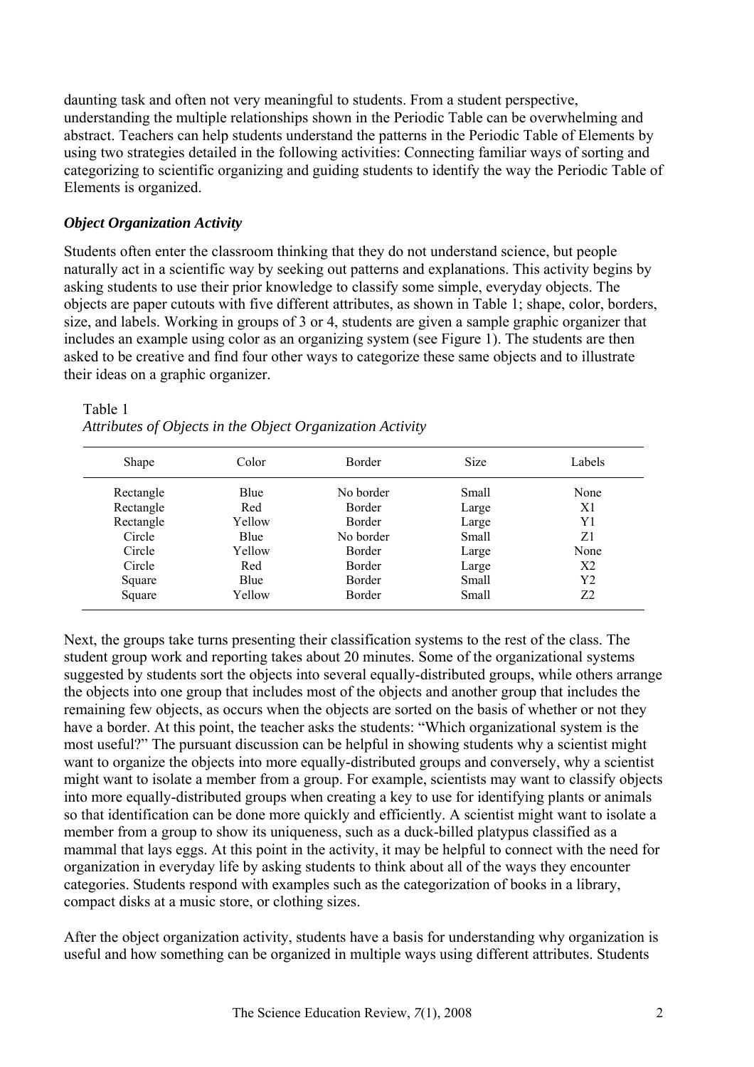daunting task and often not very meaningful to students. From a student perspective, understanding the multiple relationships shown in the Periodic Table can be overwhelming and abstract. Teachers can help students understand the patterns in the Periodic Table of Elements by using two strategies detailed in the following activities: Connecting familiar ways of sorting and categorizing to scientific organizing and guiding students to identify the way the Periodic Table of Elements is organized.

### *Object Organization Activity*

Students often enter the classroom thinking that they do not understand science, but people naturally act in a scientific way by seeking out patterns and explanations. This activity begins by asking students to use their prior knowledge to classify some simple, everyday objects. The objects are paper cutouts with five different attributes, as shown in Table 1; shape, color, borders, size, and labels. Working in groups of 3 or 4, students are given a sample graphic organizer that includes an example using color as an organizing system (see Figure 1). The students are then asked to be creative and find four other ways to categorize these same objects and to illustrate their ideas on a graphic organizer.

Table 1
*Attributes of Objects in the Object Organization Activity*

| Shape | Color | Border | Size | Labels |
|---|---|---|---|---|
| Rectangle | Blue | No border | Small | None |
| Rectangle | Red | Border | Large | X1 |
| Rectangle | Yellow | Border | Large | Y1 |
| Circle | Blue | No border | Small | Z1 |
| Circle | Yellow | Border | Large | None |
| Circle | Red | Border | Large | X2 |
| Square | Blue | Border | Small | Y2 |
| Square | Yellow | Border | Small | Z2 |

Next, the groups take turns presenting their classification systems to the rest of the class. The student group work and reporting takes about 20 minutes. Some of the organizational systems suggested by students sort the objects into several equally-distributed groups, while others arrange the objects into one group that includes most of the objects and another group that includes the remaining few objects, as occurs when the objects are sorted on the basis of whether or not they have a border. At this point, the teacher asks the students: "Which organizational system is the most useful?" The pursuant discussion can be helpful in showing students why a scientist might want to organize the objects into more equally-distributed groups and conversely, why a scientist might want to isolate a member from a group. For example, scientists may want to classify objects into more equally-distributed groups when creating a key to use for identifying plants or animals so that identification can be done more quickly and efficiently. A scientist might want to isolate a member from a group to show its uniqueness, such as a duck-billed platypus classified as a mammal that lays eggs. At this point in the activity, it may be helpful to connect with the need for organization in everyday life by asking students to think about all of the ways they encounter categories. Students respond with examples such as the categorization of books in a library, compact disks at a music store, or clothing sizes.

After the object organization activity, students have a basis for understanding why organization is useful and how something can be organized in multiple ways using different attributes. Students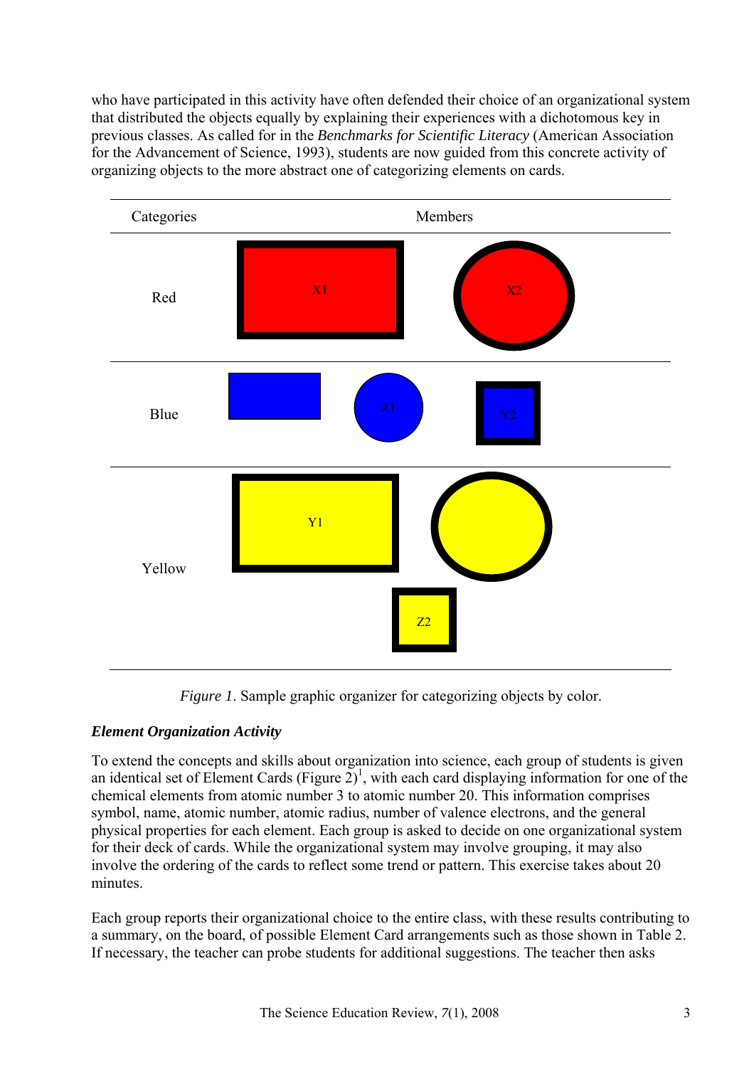who have participated in this activity have often defended their choice of an organizational system that distributed the objects equally by explaining their experiences with a dichotomous key in previous classes. As called for in the *Benchmarks for Scientific Literacy* (American Association for the Advancement of Science, 1993), students are now guided from this concrete activity of organizing objects to the more abstract one of categorizing elements on cards.

| Categories | Members |
|---|---|
| Red | X1, X2 |
| Blue | Z1, Y2 |
| Yellow | Y1, Z2 |

*Figure 1*. Sample graphic organizer for categorizing objects by color.

***Element Organization Activity***

To extend the concepts and skills about organization into science, each group of students is given an identical set of Element Cards (Figure 2)[1], with each card displaying information for one of the chemical elements from atomic number 3 to atomic number 20. This information comprises symbol, name, atomic number, atomic radius, number of valence electrons, and the general physical properties for each element. Each group is asked to decide on one organizational system for their deck of cards. While the organizational system may involve grouping, it may also involve the ordering of the cards to reflect some trend or pattern. This exercise takes about 20 minutes.

Each group reports their organizational choice to the entire class, with these results contributing to a summary, on the board, of possible Element Card arrangements such as those shown in Table 2. If necessary, the teacher can probe students for additional suggestions. The teacher then asks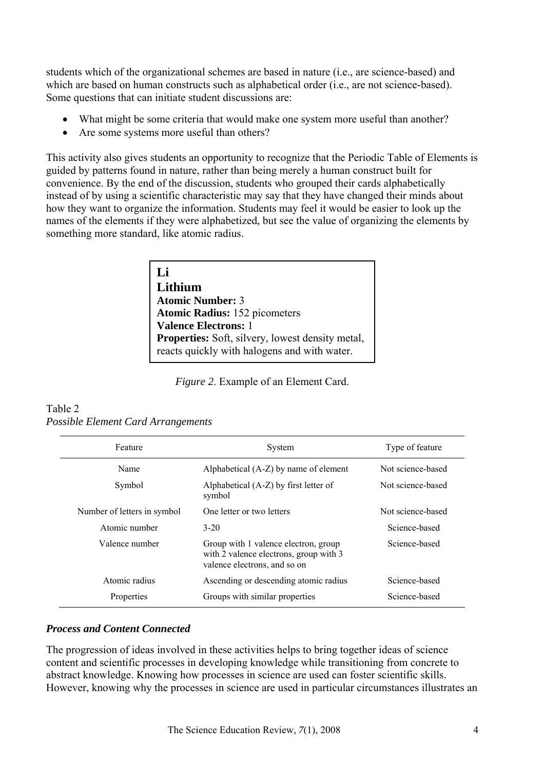students which of the organizational schemes are based in nature (i.e., are science-based) and which are based on human constructs such as alphabetical order (i.e., are not science-based). Some questions that can initiate student discussions are:

- What might be some criteria that would make one system more useful than another?
- Are some systems more useful than others?

This activity also gives students an opportunity to recognize that the Periodic Table of Elements is guided by patterns found in nature, rather than being merely a human construct built for convenience. By the end of the discussion, students who grouped their cards alphabetically instead of by using a scientific characteristic may say that they have changed their minds about how they want to organize the information. Students may feel it would be easier to look up the names of the elements if they were alphabetized, but see the value of organizing the elements by something more standard, like atomic radius.

> **Li**
> **Lithium**
> **Atomic Number:** 3
> **Atomic Radius:** 152 picometers
> **Valence Electrons:** 1
> **Properties:** Soft, silvery, lowest density metal, reacts quickly with halogens and with water.

*Figure 2*. Example of an Element Card.

Table 2
*Possible Element Card Arrangements*

| Feature | System | Type of feature |
|---|---|---|
| Name | Alphabetical (A-Z) by name of element | Not science-based |
| Symbol | Alphabetical (A-Z) by first letter of symbol | Not science-based |
| Number of letters in symbol | One letter or two letters | Not science-based |
| Atomic number | 3-20 | Science-based |
| Valence number | Group with 1 valence electron, group with 2 valence electrons, group with 3 valence electrons, and so on | Science-based |
| Atomic radius | Ascending or descending atomic radius | Science-based |
| Properties | Groups with similar properties | Science-based |

### *Process and Content Connected*

The progression of ideas involved in these activities helps to bring together ideas of science content and scientific processes in developing knowledge while transitioning from concrete to abstract knowledge. Knowing how processes in science are used can foster scientific skills. However, knowing why the processes in science are used in particular circumstances illustrates an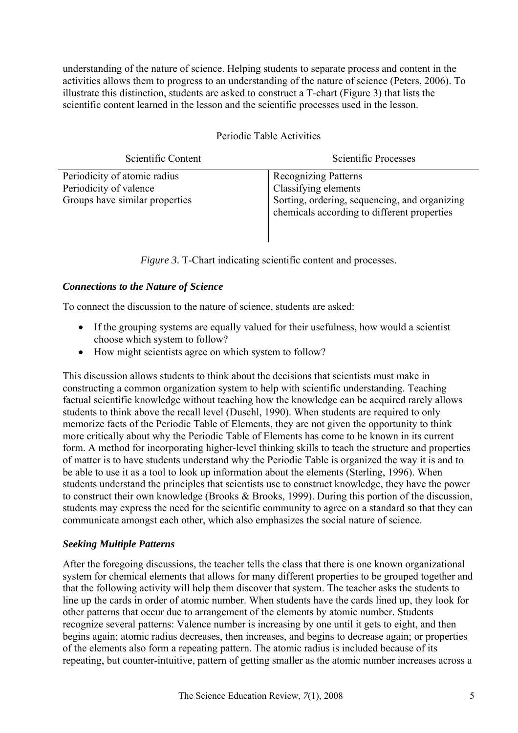understanding of the nature of science. Helping students to separate process and content in the activities allows them to progress to an understanding of the nature of science (Peters, 2006). To illustrate this distinction, students are asked to construct a T-chart (Figure 3) that lists the scientific content learned in the lesson and the scientific processes used in the lesson.

Periodic Table Activities

| Scientific Content | Scientific Processes |
|---|---|
| Periodicity of atomic radius | Recognizing Patterns |
| Periodicity of valence | Classifying elements |
| Groups have similar properties | Sorting, ordering, sequencing, and organizing chemicals according to different properties |

*Figure 3*. T-Chart indicating scientific content and processes.

### *Connections to the Nature of Science*

To connect the discussion to the nature of science, students are asked:

- If the grouping systems are equally valued for their usefulness, how would a scientist choose which system to follow?
- How might scientists agree on which system to follow?

This discussion allows students to think about the decisions that scientists must make in constructing a common organization system to help with scientific understanding. Teaching factual scientific knowledge without teaching how the knowledge can be acquired rarely allows students to think above the recall level (Duschl, 1990). When students are required to only memorize facts of the Periodic Table of Elements, they are not given the opportunity to think more critically about why the Periodic Table of Elements has come to be known in its current form. A method for incorporating higher-level thinking skills to teach the structure and properties of matter is to have students understand why the Periodic Table is organized the way it is and to be able to use it as a tool to look up information about the elements (Sterling, 1996). When students understand the principles that scientists use to construct knowledge, they have the power to construct their own knowledge (Brooks & Brooks, 1999). During this portion of the discussion, students may express the need for the scientific community to agree on a standard so that they can communicate amongst each other, which also emphasizes the social nature of science.

### *Seeking Multiple Patterns*

After the foregoing discussions, the teacher tells the class that there is one known organizational system for chemical elements that allows for many different properties to be grouped together and that the following activity will help them discover that system. The teacher asks the students to line up the cards in order of atomic number. When students have the cards lined up, they look for other patterns that occur due to arrangement of the elements by atomic number. Students recognize several patterns: Valence number is increasing by one until it gets to eight, and then begins again; atomic radius decreases, then increases, and begins to decrease again; or properties of the elements also form a repeating pattern. The atomic radius is included because of its repeating, but counter-intuitive, pattern of getting smaller as the atomic number increases across a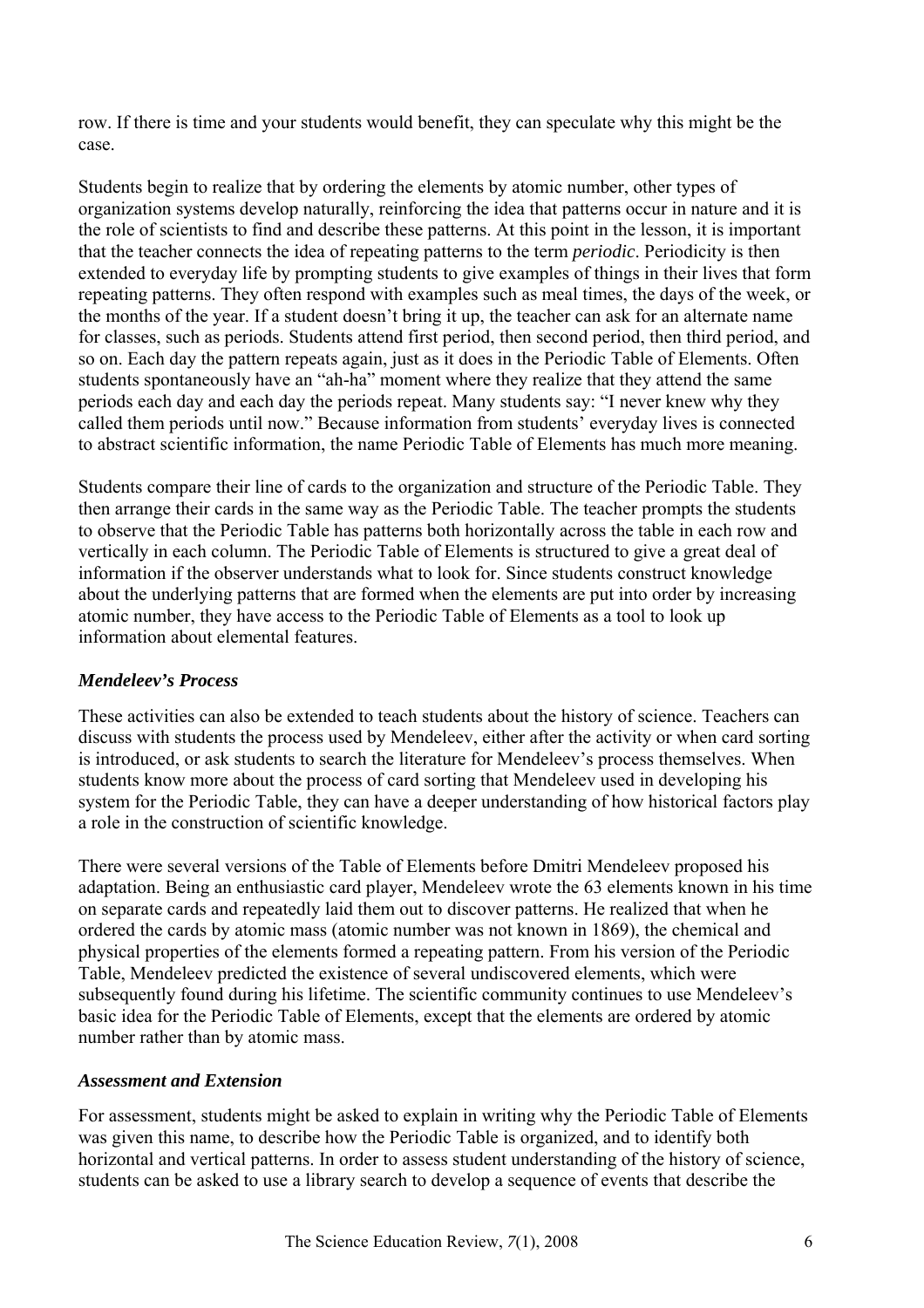row. If there is time and your students would benefit, they can speculate why this might be the case.

Students begin to realize that by ordering the elements by atomic number, other types of organization systems develop naturally, reinforcing the idea that patterns occur in nature and it is the role of scientists to find and describe these patterns. At this point in the lesson, it is important that the teacher connects the idea of repeating patterns to the term *periodic*. Periodicity is then extended to everyday life by prompting students to give examples of things in their lives that form repeating patterns. They often respond with examples such as meal times, the days of the week, or the months of the year. If a student doesn't bring it up, the teacher can ask for an alternate name for classes, such as periods. Students attend first period, then second period, then third period, and so on. Each day the pattern repeats again, just as it does in the Periodic Table of Elements. Often students spontaneously have an "ah-ha" moment where they realize that they attend the same periods each day and each day the periods repeat. Many students say: "I never knew why they called them periods until now." Because information from students' everyday lives is connected to abstract scientific information, the name Periodic Table of Elements has much more meaning.

Students compare their line of cards to the organization and structure of the Periodic Table. They then arrange their cards in the same way as the Periodic Table. The teacher prompts the students to observe that the Periodic Table has patterns both horizontally across the table in each row and vertically in each column. The Periodic Table of Elements is structured to give a great deal of information if the observer understands what to look for. Since students construct knowledge about the underlying patterns that are formed when the elements are put into order by increasing atomic number, they have access to the Periodic Table of Elements as a tool to look up information about elemental features.

### *Mendeleev's Process*

These activities can also be extended to teach students about the history of science. Teachers can discuss with students the process used by Mendeleev, either after the activity or when card sorting is introduced, or ask students to search the literature for Mendeleev's process themselves. When students know more about the process of card sorting that Mendeleev used in developing his system for the Periodic Table, they can have a deeper understanding of how historical factors play a role in the construction of scientific knowledge.

There were several versions of the Table of Elements before Dmitri Mendeleev proposed his adaptation. Being an enthusiastic card player, Mendeleev wrote the 63 elements known in his time on separate cards and repeatedly laid them out to discover patterns. He realized that when he ordered the cards by atomic mass (atomic number was not known in 1869), the chemical and physical properties of the elements formed a repeating pattern. From his version of the Periodic Table, Mendeleev predicted the existence of several undiscovered elements, which were subsequently found during his lifetime. The scientific community continues to use Mendeleev's basic idea for the Periodic Table of Elements, except that the elements are ordered by atomic number rather than by atomic mass.

### *Assessment and Extension*

For assessment, students might be asked to explain in writing why the Periodic Table of Elements was given this name, to describe how the Periodic Table is organized, and to identify both horizontal and vertical patterns. In order to assess student understanding of the history of science, students can be asked to use a library search to develop a sequence of events that describe the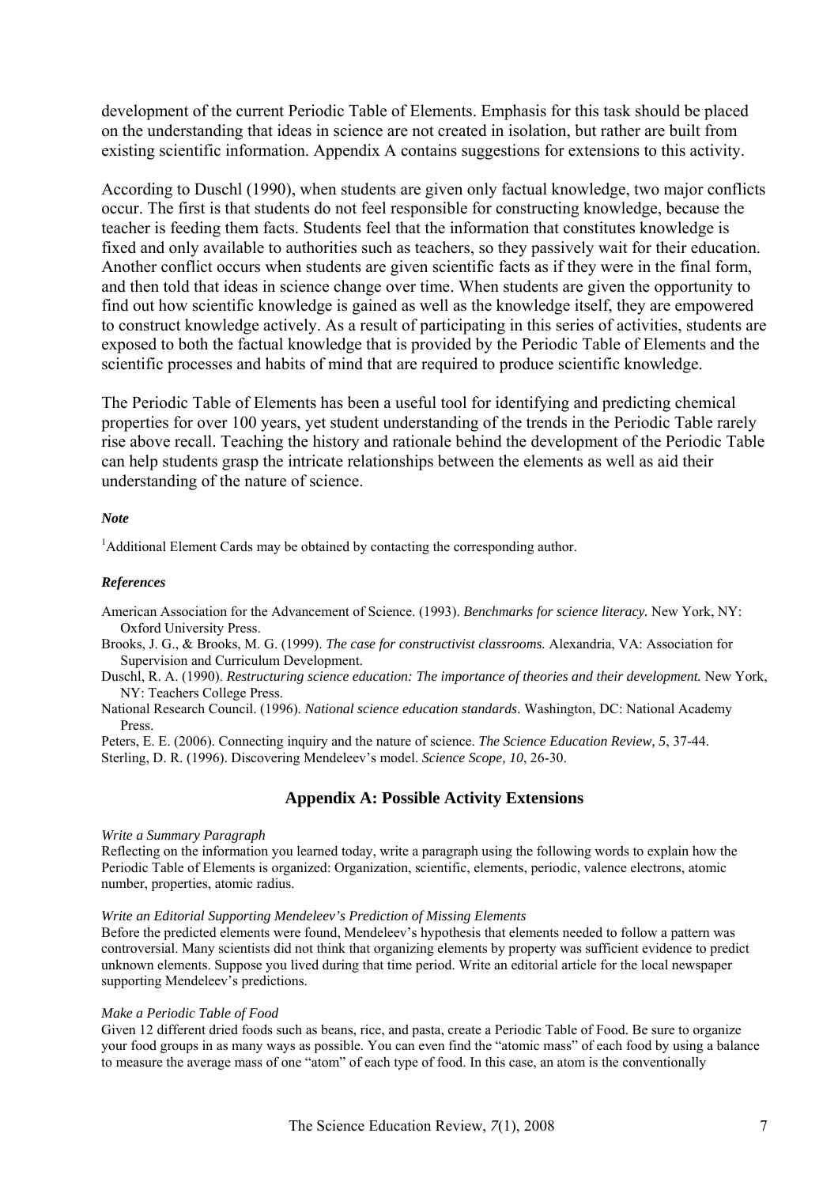development of the current Periodic Table of Elements. Emphasis for this task should be placed on the understanding that ideas in science are not created in isolation, but rather are built from existing scientific information. Appendix A contains suggestions for extensions to this activity.

According to Duschl (1990), when students are given only factual knowledge, two major conflicts occur. The first is that students do not feel responsible for constructing knowledge, because the teacher is feeding them facts. Students feel that the information that constitutes knowledge is fixed and only available to authorities such as teachers, so they passively wait for their education. Another conflict occurs when students are given scientific facts as if they were in the final form, and then told that ideas in science change over time. When students are given the opportunity to find out how scientific knowledge is gained as well as the knowledge itself, they are empowered to construct knowledge actively. As a result of participating in this series of activities, students are exposed to both the factual knowledge that is provided by the Periodic Table of Elements and the scientific processes and habits of mind that are required to produce scientific knowledge.

The Periodic Table of Elements has been a useful tool for identifying and predicting chemical properties for over 100 years, yet student understanding of the trends in the Periodic Table rarely rise above recall. Teaching the history and rationale behind the development of the Periodic Table can help students grasp the intricate relationships between the elements as well as aid their understanding of the nature of science.

### *Note*

[1]Additional Element Cards may be obtained by contacting the corresponding author.

### *References*

American Association for the Advancement of Science. (1993). *Benchmarks for science literacy.* New York, NY: Oxford University Press.

Brooks, J. G., & Brooks, M. G. (1999). *The case for constructivist classrooms.* Alexandria, VA: Association for Supervision and Curriculum Development.

Duschl, R. A. (1990). *Restructuring science education: The importance of theories and their development.* New York, NY: Teachers College Press.

National Research Council. (1996). *National science education standards*. Washington, DC: National Academy Press.

Peters, E. E. (2006). Connecting inquiry and the nature of science. *The Science Education Review, 5*, 37-44.

Sterling, D. R. (1996). Discovering Mendeleev's model. *Science Scope, 10*, 26-30.

## Appendix A: Possible Activity Extensions

*Write a Summary Paragraph*

Reflecting on the information you learned today, write a paragraph using the following words to explain how the Periodic Table of Elements is organized: Organization, scientific, elements, periodic, valence electrons, atomic number, properties, atomic radius.

*Write an Editorial Supporting Mendeleev's Prediction of Missing Elements*

Before the predicted elements were found, Mendeleev's hypothesis that elements needed to follow a pattern was controversial. Many scientists did not think that organizing elements by property was sufficient evidence to predict unknown elements. Suppose you lived during that time period. Write an editorial article for the local newspaper supporting Mendeleev's predictions.

*Make a Periodic Table of Food*

Given 12 different dried foods such as beans, rice, and pasta, create a Periodic Table of Food. Be sure to organize your food groups in as many ways as possible. You can even find the "atomic mass" of each food by using a balance to measure the average mass of one "atom" of each type of food. In this case, an atom is the conventionally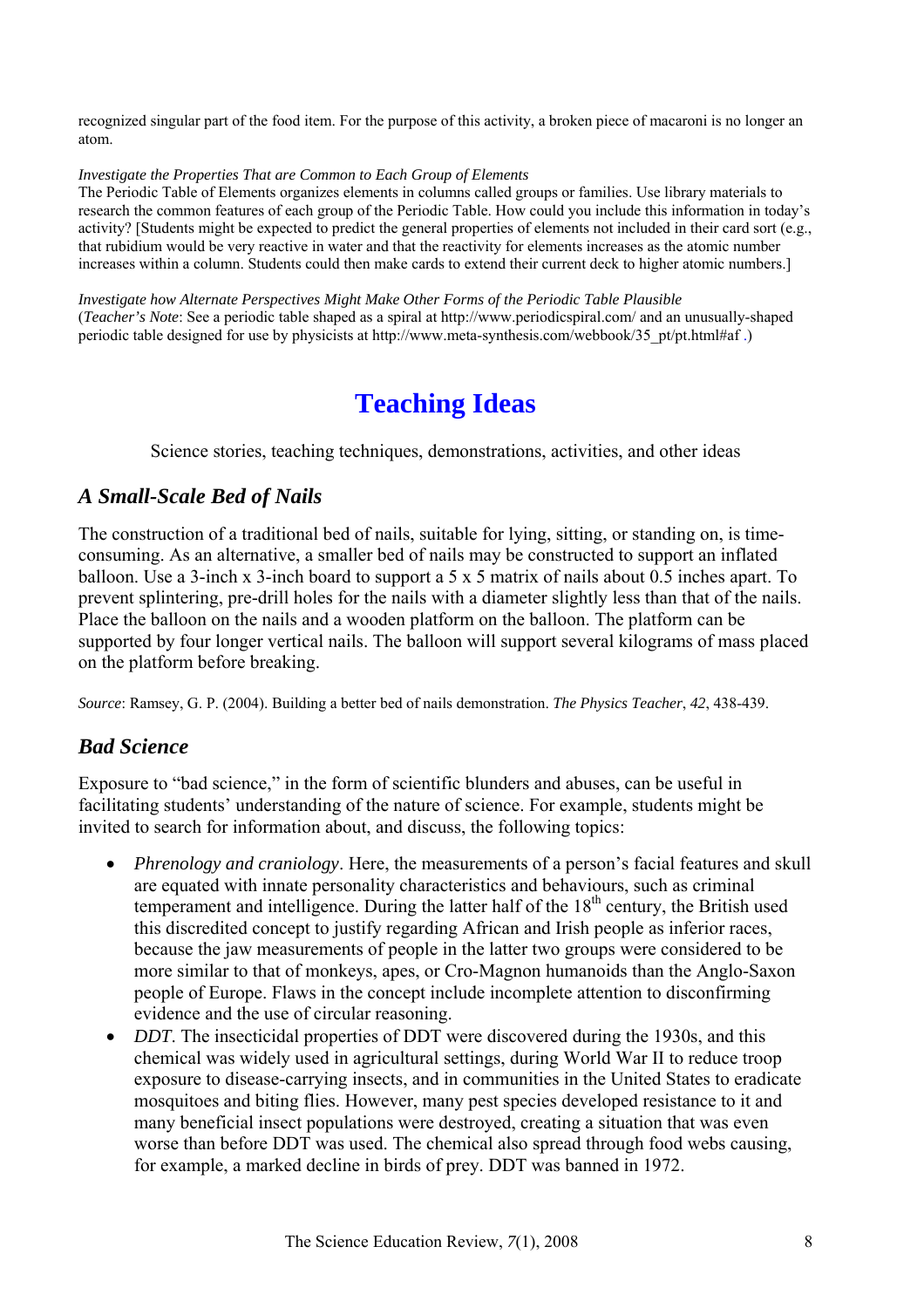recognized singular part of the food item. For the purpose of this activity, a broken piece of macaroni is no longer an atom.

*Investigate the Properties That are Common to Each Group of Elements*
The Periodic Table of Elements organizes elements in columns called groups or families. Use library materials to research the common features of each group of the Periodic Table. How could you include this information in today's activity? [Students might be expected to predict the general properties of elements not included in their card sort (e.g., that rubidium would be very reactive in water and that the reactivity for elements increases as the atomic number increases within a column. Students could then make cards to extend their current deck to higher atomic numbers.]

*Investigate how Alternate Perspectives Might Make Other Forms of the Periodic Table Plausible*
(*Teacher's Note*: See a periodic table shaped as a spiral at http://www.periodicspiral.com/ and an unusually-shaped periodic table designed for use by physicists at http://www.meta-synthesis.com/webbook/35_pt/pt.html#af .)

# Teaching Ideas

Science stories, teaching techniques, demonstrations, activities, and other ideas

## *A Small-Scale Bed of Nails*

The construction of a traditional bed of nails, suitable for lying, sitting, or standing on, is time-consuming. As an alternative, a smaller bed of nails may be constructed to support an inflated balloon. Use a 3-inch x 3-inch board to support a 5 x 5 matrix of nails about 0.5 inches apart. To prevent splintering, pre-drill holes for the nails with a diameter slightly less than that of the nails. Place the balloon on the nails and a wooden platform on the balloon. The platform can be supported by four longer vertical nails. The balloon will support several kilograms of mass placed on the platform before breaking.

*Source*: Ramsey, G. P. (2004). Building a better bed of nails demonstration. *The Physics Teacher*, *42*, 438-439.

## *Bad Science*

Exposure to "bad science," in the form of scientific blunders and abuses, can be useful in facilitating students' understanding of the nature of science. For example, students might be invited to search for information about, and discuss, the following topics:

- *Phrenology and craniology*. Here, the measurements of a person's facial features and skull are equated with innate personality characteristics and behaviours, such as criminal temperament and intelligence. During the latter half of the 18th century, the British used this discredited concept to justify regarding African and Irish people as inferior races, because the jaw measurements of people in the latter two groups were considered to be more similar to that of monkeys, apes, or Cro-Magnon humanoids than the Anglo-Saxon people of Europe. Flaws in the concept include incomplete attention to disconfirming evidence and the use of circular reasoning.
- *DDT*. The insecticidal properties of DDT were discovered during the 1930s, and this chemical was widely used in agricultural settings, during World War II to reduce troop exposure to disease-carrying insects, and in communities in the United States to eradicate mosquitoes and biting flies. However, many pest species developed resistance to it and many beneficial insect populations were destroyed, creating a situation that was even worse than before DDT was used. The chemical also spread through food webs causing, for example, a marked decline in birds of prey. DDT was banned in 1972.